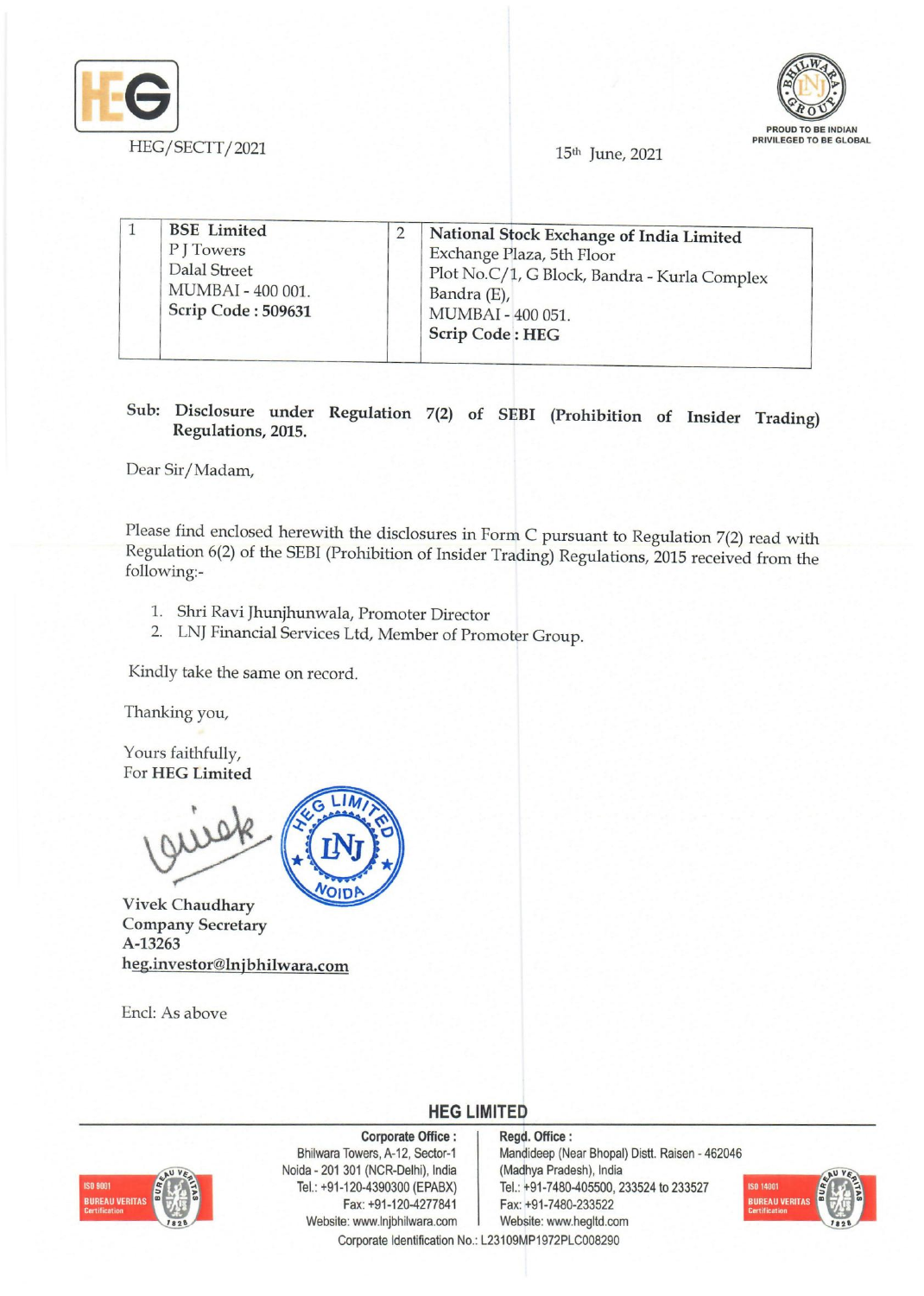HEG/SECTT/2021

15th June, 2021

PROUD TO BE INDIAN
PRIVILEGED TO BE GLOBAL

| 1 | **BSE Limited**<br>P J Towers<br>Dalal Street<br>MUMBAI - 400 001.<br>**Scrip Code : 509631** | 2 | **National Stock Exchange of India Limited**<br>Exchange Plaza, 5th Floor<br>Plot No.C/1, G Block, Bandra - Kurla Complex<br>Bandra (E),<br>MUMBAI - 400 051.<br>**Scrip Code : HEG** |
|---|---|---|---|

**Sub: Disclosure under Regulation 7(2) of SEBI (Prohibition of Insider Trading) Regulations, 2015.**

Dear Sir/Madam,

Please find enclosed herewith the disclosures in Form C pursuant to Regulation 7(2) read with Regulation 6(2) of the SEBI (Prohibition of Insider Trading) Regulations, 2015 received from the following:-

1. Shri Ravi Jhunjhunwala, Promoter Director
2. LNJ Financial Services Ltd, Member of Promoter Group.

Kindly take the same on record.

Thanking you,

Yours faithfully,
For **HEG Limited**

Vivek Chaudhary
Company Secretary
A-13263
heg.investor@lnjbhilwara.com

Encl: As above

**HEG LIMITED**

**Corporate Office :**
Bhilwara Towers, A-12, Sector-1
Noida - 201 301 (NCR-Delhi), India
Tel.: +91-120-4390300 (EPABX)
Fax: +91-120-4277841
Website: www.lnjbhilwara.com

**Regd. Office :**
Mandideep (Near Bhopal) Distt. Raisen - 462046
(Madhya Pradesh), India
Tel.: +91-7480-405500, 233524 to 233527
Fax: +91-7480-233522
Website: www.hegltd.com

Corporate Identification No.: L23109MP1972PLC008290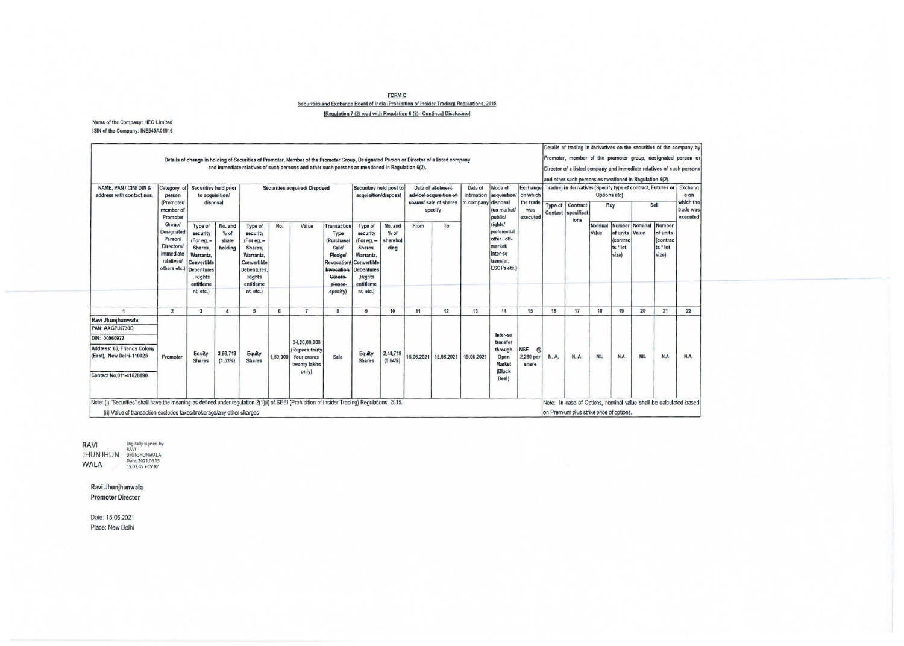**FORM C**

Securities and Exchange Board of India (Prohibition of Insider Trading) Regulations, 2015

[Regulation 7 (2) read with Regulation 6 (2)– Continual Disclosure]

Name of the Company: HEG Limited

ISIN of the Company: INE545A01016

| Details of change in holding of Securities of Promoter, Member of the Promoter Group, Designated Person or Director of a listed company and immediate relatives of such persons and other such persons as mentioned in Regulation 6(2). | | | | | | | | | | | | | | | Details of trading in derivatives on the securities of the company by Promoter, member of the promoter group, designated person or Director of a listed company and immediate relatives of such persons and other such persons as mentioned in Regulation 6(2). | | | | | | |
|---|---|---|---|---|---|---|---|---|---|---|---|---|---|---|---|---|---|---|---|---|---|
| NAME, PAN / CIN/ DIN & address with contact nos. | Category of person (Promoter/ member of Promoter Group/ Designated Person/ Directors/ immediate relatives/ others etc.) | Securities held prior to ~~acquisition/~~ disposal | | Securities ~~acquired/~~ Disposed | | | | Securities held post to ~~acquisition/~~disposal | | Date of ~~allotment advice/ acquisition of shares/~~ sale of shares specify | | Date of intimation to company | Mode of ~~acquisition/~~ disposal (on market/ public/ rights/ preferential offer / off-market/ Inter-se transfer, ESOPs etc.) | Exchange on which the trade was executed | Trading in derivatives (Specify type of contract, Futures or Options etc) | | | | | | Exchange on which the trade was executed |
| | | Type of security (For eg. – Shares, Warrants, Convertible Debentures, Rights entitlement, etc.) | No. and % of share holding | Type of security (For eg. – Shares, Warrants, Convertible Debentures, Rights entitlement, etc.) | No. | Value | Transaction Type (~~Purchase/~~ Sale/ ~~Pledge/ Revocation/ Invocation/ Others- please specify~~) | Type of security (For eg. – Shares, Warrants, Convertible Debentures, Rights entitlement, etc.) | No. and % of shareholding | From | To | | | | Type of Contact | Contract specifications | Buy | | Sell | | |
| | | | | | | | | | | | | | | | | | Nominal Value | Number of units (contracts * lot size) | Nominal Value | Number of units (contracts * lot size) | |
| 1 | 2 | 3 | 4 | 5 | 6 | 7 | 8 | 9 | 10 | 11 | 12 | 13 | 14 | 15 | 16 | 17 | 18 | 19 | 20 | 21 | 22 |
| Ravi Jhunjhunwala<br>PAN: AAGPJ0739D<br>DIN: 00060972<br>Address: 63, Friends Colony (East), New Delhi-110025<br>Contact No.011-41628890 | Promoter | Equity Shares | 3,98,719 (1.03%) | Equity Shares | 1,50,000 | 34,20,00,000 (Rupees thirty four crores twenty lakhs only) | Sale | Equity Shares | 2,48,719 (0.64%) | 15.06.2021 | 15.06.2021 | 15.06.2021 | Inter-se transfer through Open Market (Block Deal) | NSE @ 2,280 per share | N. A. | N. A. | NIL | N.A | NIL | N.A | N.A. |

Note: (i) "Securities" shall have the meaning as defined under regulation 2(1)(i) of SEBI (Prohibition of Insider Trading) Regulations, 2015.

(ii) Value of transaction excludes taxes/brokerage/any other charges

Note: In case of Options, nominal value shall be calculated based on Premium plus strike price of options.

RAVI JHUNJHUNWALA Digitally signed by RAVI JHUNJHUNWALA Date: 2021.06.15 15:03:45 +05'30'

**Ravi Jhunjhunwala**

**Promoter Director**

Date: 15.06.2021

Place: New Delhi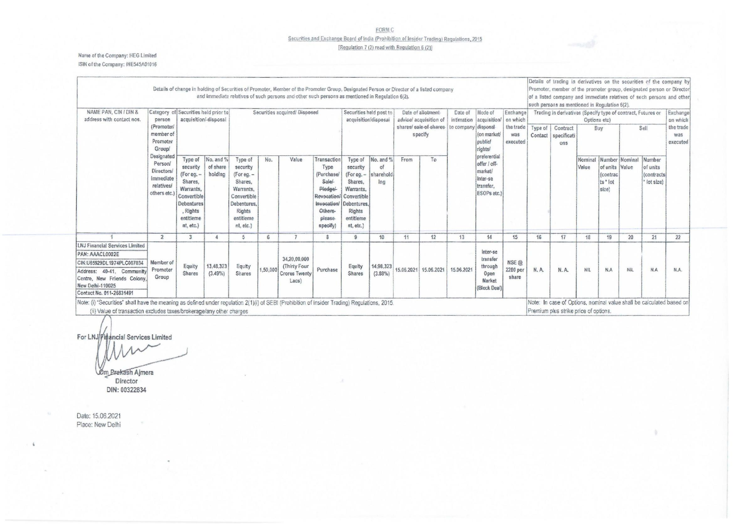FORM C

Securities and Exchange Board of India (Prohibition of Insider Trading) Regulations, 2015

[Regulation 7 (2) read with Regulation 6 (2)]

Name of the Company: HEG Limited

ISIN of the Company: INE545A01016

| Details of change in holding of Securities of Promoter, Member of the Promoter Group, Designated Person or Director of a listed company and immediate relatives of such persons and other such persons as mentioned in Regulation 6(2). | | | | | | | | | | | | | | | Details of trading in derivatives on the securities of the company by Promoter, member of the promoter group, designated person or Director of a listed company and immediate relatives of such persons and other such persons as mentioned in Regulation 6(2). | | | | | | |
|---|---|---|---|---|---|---|---|---|---|---|---|---|---|---|---|---|---|---|---|---|---|
| NAME PAN, CIN / DIN & address with contact nos. | Category of person (Promoter/ member of Promoter Group/ Designated Person/ Directors/ immediate relatives/ others etc.) | Securities held prior to acquisition/ ~~disposal~~ | | Securities acquired/ ~~Disposed~~ | | | | Securities held post to acquisition/~~disposal~~ | | Date of ~~allotment~~ advice/ acquisition of shares/ ~~sale of shares~~ specify | | Date of intimation to company | Mode of acquisition/ ~~disposal~~ (on market/ public/ rights/ preferential offer / off-market/ Inter-se transfer, ESOPs etc.) | Exchange on which the trade was executed | Trading in derivatives (Specify type of contract, Futures or Options etc) | | | | | | Exchange on which the trade was executed |
| | | | | | | | | | | | | | | | Type of Contact | Contract specifications | Buy | | Sell | | |
| | | Type of security (For eg. – Shares, Warrants, Convertible Debentures, Rights entitlement, etc.) | No. and % of share holding | Type of security (For eg. – Shares, Warrants, Convertible Debentures, Rights entitlement, etc.) | No. | Value | Transaction Type (Purchase/ ~~Sale/ Pledge/ Revocation/ Invocation/ Others- please specify~~) | Type of security (For eg. – Shares, Warrants, Convertible Debentures, Rights entitlement, etc.) | No. and % of shareholding | From | To | | | | | | Nominal Value | Number of units (contracts * lot size) | Nominal Value | Number of units (contracts * lot size) | |
| 1 | 2 | 3 | 4 | 5 | 6 | 7 | 8 | 9 | 10 | 11 | 12 | 13 | 14 | 15 | 16 | 17 | 18 | 19 | 20 | 21 | 22 |
| LNJ Financial Services Limited<br>PAN: AAACL0002E<br>CIN:U65929DL1974PLC007034<br>Address: 40-41, Community Centre, New Friends Colony, New Delhi-110025<br>Contact No. 011-26831491 | Member of Promoter Group | Equity Shares | 13,48,323 (3.49%) | Equity Shares | 1,50,000 | 34,20,00,000 (Thirty Four Crores Twenty Lacs) | Purchase | Equity Shares | 14,98,323 (3.88%) | 15.06.2021 | 15.06.2021 | 15.06.2021 | Inter-se transfer through Open Market (Block Deal) | NSE @ 2280 per share | N. A. | N. A. | NIL | N.A | NIL | N.A | N.A. |

Note: (i) "Securities" shall have the meaning as defined under regulation 2(1)(i) of SEBI (Prohibition of Insider Trading) Regulations, 2015.

(ii) Value of transaction excludes taxes/brokerage/any other charges

Note: In case of Options, nominal value shall be calculated based on Premium plus strike price of options.

For LNJ Financial Services Limited

Om Prakash Ajmera
Director
DIN: 00322834

Date: 15.06.2021
Place: New Delhi